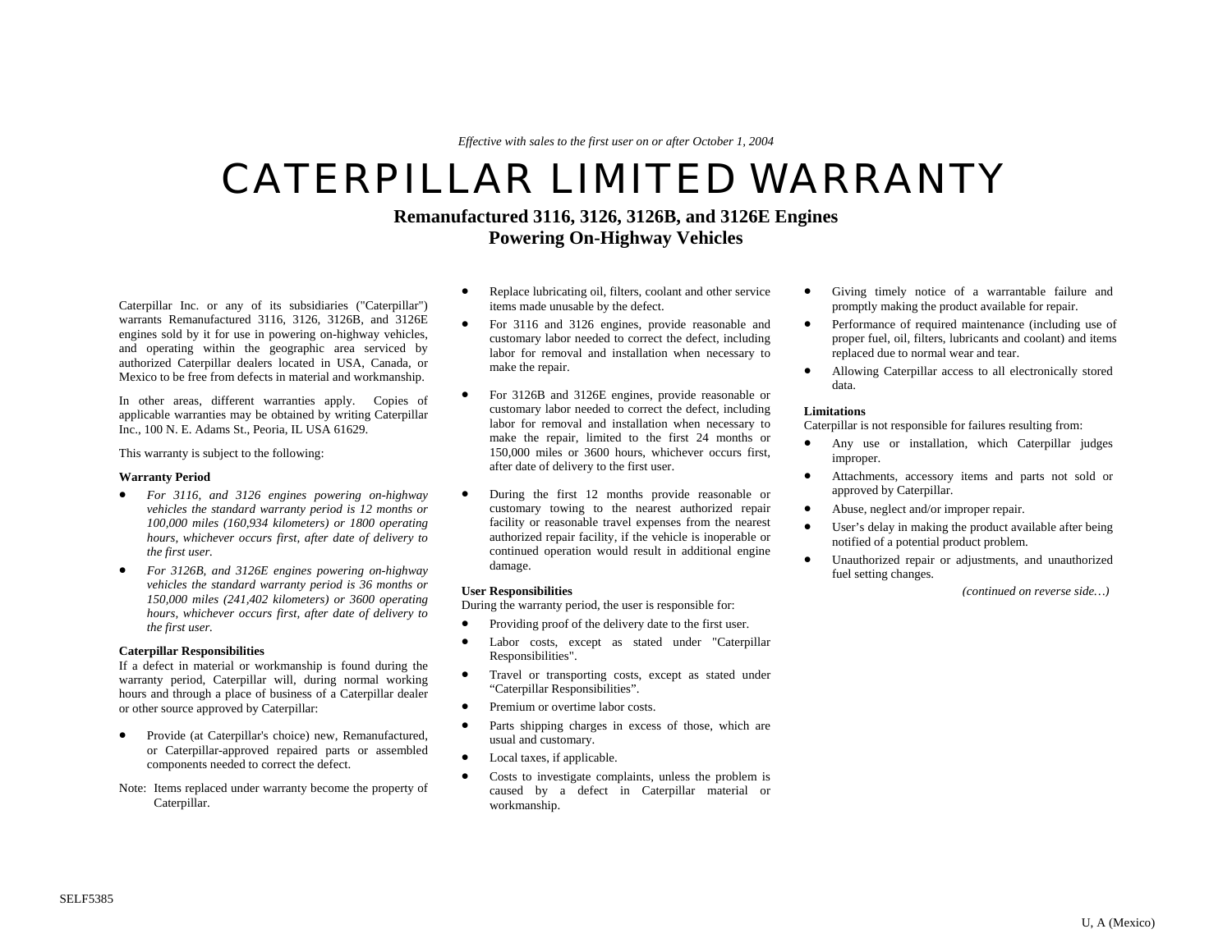*Effective with sales to the first user on or after October 1, 2004*

# CATERPILLAR LIMITED WARRANTY

## Remanufactured 3116, 3126, 3126B, and 3126E Engines Powering On-Highway Vehicles

Caterpillar Inc. or any of its subsidiaries ("Caterpillar") warrants Remanufactured 3116, 3126, 3126B, and 3126E engines sold by it for use in powering on-highway vehicles, and operating within the geographic area serviced by authorized Caterpillar dealers located in USA, Canada, or Mexico to be free from defects in material and workmanship.

In other areas, different warranties apply. Copies of applicable warranties may be obtained by writing Caterpillar Inc., 100 N. E. Adams St., Peoria, IL USA 61629.

This warranty is subject to the following:

**Warranty Period**

- *For 3116, and 3126 engines powering on-highway vehicles the standard warranty period is 12 months or 100,000 miles (160,934 kilometers) or 1800 operating hours, whichever occurs first, after date of delivery to the first user.*
- *For 3126B, and 3126E engines powering on-highway vehicles the standard warranty period is 36 months or 150,000 miles (241,402 kilometers) or 3600 operating hours, whichever occurs first, after date of delivery to the first user.*

**Caterpillar Responsibilities**
If a defect in material or workmanship is found during the warranty period, Caterpillar will, during normal working hours and through a place of business of a Caterpillar dealer or other source approved by Caterpillar:

- Provide (at Caterpillar's choice) new, Remanufactured, or Caterpillar-approved repaired parts or assembled components needed to correct the defect.

Note: Items replaced under warranty become the property of Caterpillar.

- Replace lubricating oil, filters, coolant and other service items made unusable by the defect.
- For 3116 and 3126 engines, provide reasonable and customary labor needed to correct the defect, including labor for removal and installation when necessary to make the repair.
- For 3126B and 3126E engines, provide reasonable or customary labor needed to correct the defect, including labor for removal and installation when necessary to make the repair, limited to the first 24 months or 150,000 miles or 3600 hours, whichever occurs first, after date of delivery to the first user.
- During the first 12 months provide reasonable or customary towing to the nearest authorized repair facility or reasonable travel expenses from the nearest authorized repair facility, if the vehicle is inoperable or continued operation would result in additional engine damage.

**User Responsibilities**
During the warranty period, the user is responsible for:

- Providing proof of the delivery date to the first user.
- Labor costs, except as stated under "Caterpillar Responsibilities".
- Travel or transporting costs, except as stated under "Caterpillar Responsibilities".
- Premium or overtime labor costs.
- Parts shipping charges in excess of those, which are usual and customary.
- Local taxes, if applicable.
- Costs to investigate complaints, unless the problem is caused by a defect in Caterpillar material or workmanship.
- Giving timely notice of a warrantable failure and promptly making the product available for repair.
- Performance of required maintenance (including use of proper fuel, oil, filters, lubricants and coolant) and items replaced due to normal wear and tear.
- Allowing Caterpillar access to all electronically stored data.

**Limitations**
Caterpillar is not responsible for failures resulting from:

- Any use or installation, which Caterpillar judges improper.
- Attachments, accessory items and parts not sold or approved by Caterpillar.
- Abuse, neglect and/or improper repair.
- User's delay in making the product available after being notified of a potential product problem.
- Unauthorized repair or adjustments, and unauthorized fuel setting changes.

*(continued on reverse side…)*

SELF5385

U, A (Mexico)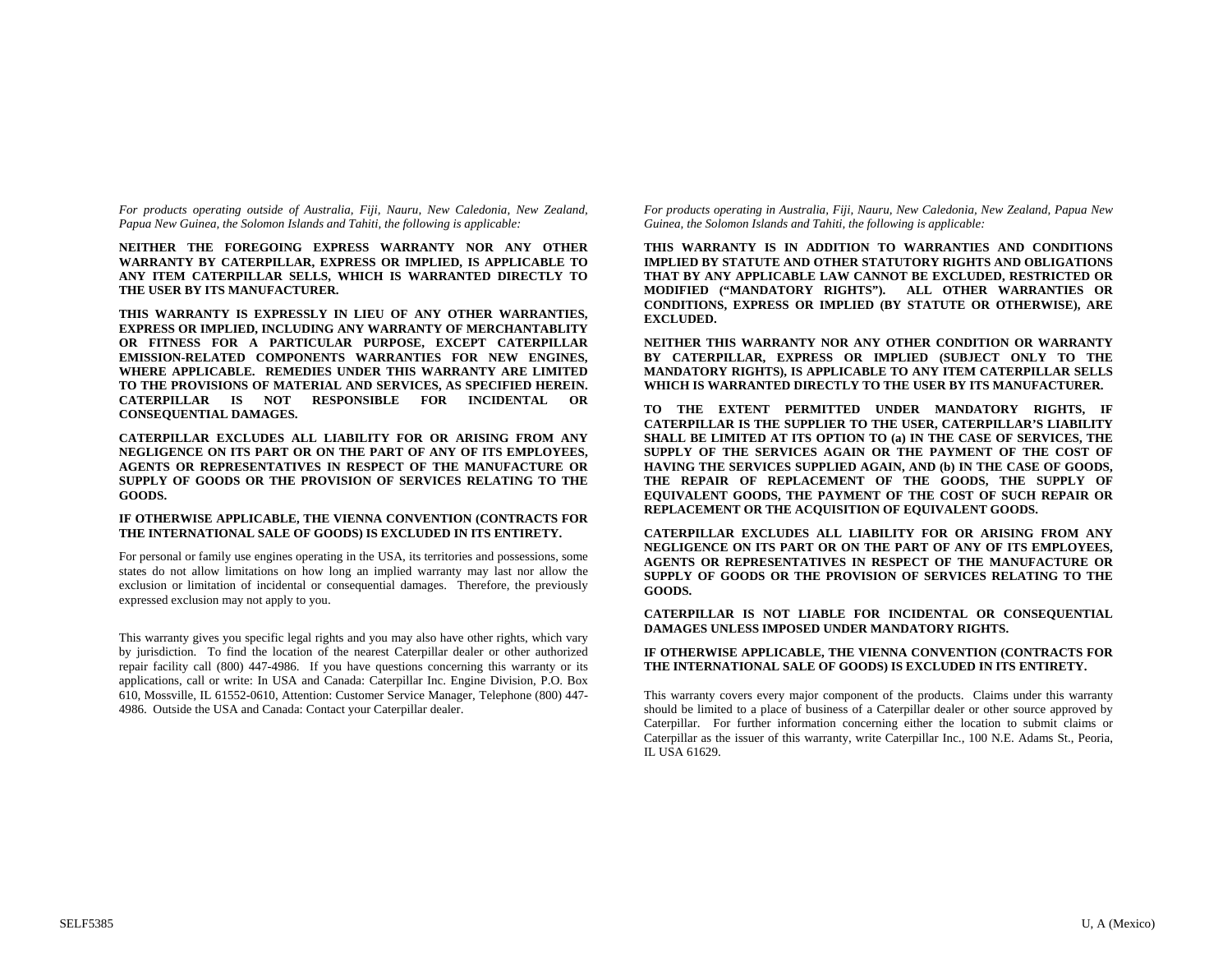*For products operating outside of Australia, Fiji, Nauru, New Caledonia, New Zealand, Papua New Guinea, the Solomon Islands and Tahiti, the following is applicable:*

**NEITHER THE FOREGOING EXPRESS WARRANTY NOR ANY OTHER WARRANTY BY CATERPILLAR, EXPRESS OR IMPLIED, IS APPLICABLE TO ANY ITEM CATERPILLAR SELLS, WHICH IS WARRANTED DIRECTLY TO THE USER BY ITS MANUFACTURER.**

**THIS WARRANTY IS EXPRESSLY IN LIEU OF ANY OTHER WARRANTIES, EXPRESS OR IMPLIED, INCLUDING ANY WARRANTY OF MERCHANTABLITY OR FITNESS FOR A PARTICULAR PURPOSE, EXCEPT CATERPILLAR EMISSION-RELATED COMPONENTS WARRANTIES FOR NEW ENGINES, WHERE APPLICABLE. REMEDIES UNDER THIS WARRANTY ARE LIMITED TO THE PROVISIONS OF MATERIAL AND SERVICES, AS SPECIFIED HEREIN. CATERPILLAR IS NOT RESPONSIBLE FOR INCIDENTAL OR CONSEQUENTIAL DAMAGES.**

**CATERPILLAR EXCLUDES ALL LIABILITY FOR OR ARISING FROM ANY NEGLIGENCE ON ITS PART OR ON THE PART OF ANY OF ITS EMPLOYEES, AGENTS OR REPRESENTATIVES IN RESPECT OF THE MANUFACTURE OR SUPPLY OF GOODS OR THE PROVISION OF SERVICES RELATING TO THE GOODS.**

**IF OTHERWISE APPLICABLE, THE VIENNA CONVENTION (CONTRACTS FOR THE INTERNATIONAL SALE OF GOODS) IS EXCLUDED IN ITS ENTIRETY.**

For personal or family use engines operating in the USA, its territories and possessions, some states do not allow limitations on how long an implied warranty may last nor allow the exclusion or limitation of incidental or consequential damages. Therefore, the previously expressed exclusion may not apply to you.

This warranty gives you specific legal rights and you may also have other rights, which vary by jurisdiction. To find the location of the nearest Caterpillar dealer or other authorized repair facility call (800) 447-4986. If you have questions concerning this warranty or its applications, call or write: In USA and Canada: Caterpillar Inc. Engine Division, P.O. Box 610, Mossville, IL 61552-0610, Attention: Customer Service Manager, Telephone (800) 447-4986. Outside the USA and Canada: Contact your Caterpillar dealer.

*For products operating in Australia, Fiji, Nauru, New Caledonia, New Zealand, Papua New Guinea, the Solomon Islands and Tahiti, the following is applicable:*

**THIS WARRANTY IS IN ADDITION TO WARRANTIES AND CONDITIONS IMPLIED BY STATUTE AND OTHER STATUTORY RIGHTS AND OBLIGATIONS THAT BY ANY APPLICABLE LAW CANNOT BE EXCLUDED, RESTRICTED OR MODIFIED ("MANDATORY RIGHTS"). ALL OTHER WARRANTIES OR CONDITIONS, EXPRESS OR IMPLIED (BY STATUTE OR OTHERWISE), ARE EXCLUDED.**

**NEITHER THIS WARRANTY NOR ANY OTHER CONDITION OR WARRANTY BY CATERPILLAR, EXPRESS OR IMPLIED (SUBJECT ONLY TO THE MANDATORY RIGHTS), IS APPLICABLE TO ANY ITEM CATERPILLAR SELLS WHICH IS WARRANTED DIRECTLY TO THE USER BY ITS MANUFACTURER.**

**TO THE EXTENT PERMITTED UNDER MANDATORY RIGHTS, IF CATERPILLAR IS THE SUPPLIER TO THE USER, CATERPILLAR'S LIABILITY SHALL BE LIMITED AT ITS OPTION TO (a) IN THE CASE OF SERVICES, THE SUPPLY OF THE SERVICES AGAIN OR THE PAYMENT OF THE COST OF HAVING THE SERVICES SUPPLIED AGAIN, AND (b) IN THE CASE OF GOODS, THE REPAIR OF REPLACEMENT OF THE GOODS, THE SUPPLY OF EQUIVALENT GOODS, THE PAYMENT OF THE COST OF SUCH REPAIR OR REPLACEMENT OR THE ACQUISITION OF EQUIVALENT GOODS.**

**CATERPILLAR EXCLUDES ALL LIABILITY FOR OR ARISING FROM ANY NEGLIGENCE ON ITS PART OR ON THE PART OF ANY OF ITS EMPLOYEES, AGENTS OR REPRESENTATIVES IN RESPECT OF THE MANUFACTURE OR SUPPLY OF GOODS OR THE PROVISION OF SERVICES RELATING TO THE GOODS.**

**CATERPILLAR IS NOT LIABLE FOR INCIDENTAL OR CONSEQUENTIAL DAMAGES UNLESS IMPOSED UNDER MANDATORY RIGHTS.**

**IF OTHERWISE APPLICABLE, THE VIENNA CONVENTION (CONTRACTS FOR THE INTERNATIONAL SALE OF GOODS) IS EXCLUDED IN ITS ENTIRETY.**

This warranty covers every major component of the products. Claims under this warranty should be limited to a place of business of a Caterpillar dealer or other source approved by Caterpillar. For further information concerning either the location to submit claims or Caterpillar as the issuer of this warranty, write Caterpillar Inc., 100 N.E. Adams St., Peoria, IL USA 61629.

SELF5385

U, A (Mexico)